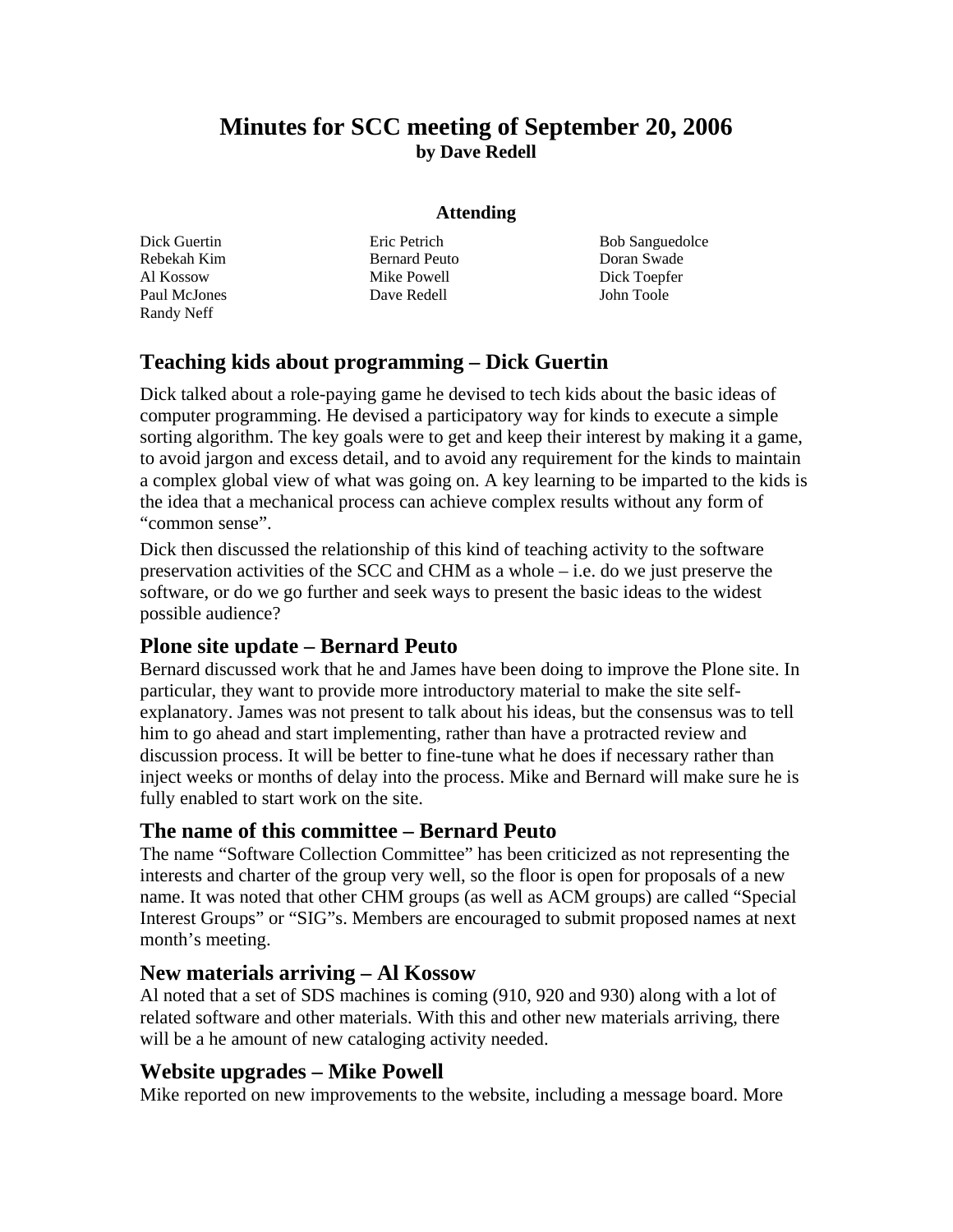# Minutes for SCC meeting of September 20, 2006
**by Dave Redell**

**Attending**

| | | |
|---|---|---|
| Dick Guertin | Eric Petrich | Bob Sanguedolce |
| Rebekah Kim | Bernard Peuto | Doran Swade |
| Al Kossow | Mike Powell | Dick Toepfer |
| Paul McJones | Dave Redell | John Toole |
| Randy Neff | | |

## Teaching kids about programming – Dick Guertin

Dick talked about a role-paying game he devised to tech kids about the basic ideas of computer programming. He devised a participatory way for kinds to execute a simple sorting algorithm. The key goals were to get and keep their interest by making it a game, to avoid jargon and excess detail, and to avoid any requirement for the kinds to maintain a complex global view of what was going on. A key learning to be imparted to the kids is the idea that a mechanical process can achieve complex results without any form of "common sense".

Dick then discussed the relationship of this kind of teaching activity to the software preservation activities of the SCC and CHM as a whole – i.e. do we just preserve the software, or do we go further and seek ways to present the basic ideas to the widest possible audience?

## Plone site update – Bernard Peuto

Bernard discussed work that he and James have been doing to improve the Plone site. In particular, they want to provide more introductory material to make the site self-explanatory. James was not present to talk about his ideas, but the consensus was to tell him to go ahead and start implementing, rather than have a protracted review and discussion process. It will be better to fine-tune what he does if necessary rather than inject weeks or months of delay into the process. Mike and Bernard will make sure he is fully enabled to start work on the site.

## The name of this committee – Bernard Peuto

The name "Software Collection Committee" has been criticized as not representing the interests and charter of the group very well, so the floor is open for proposals of a new name. It was noted that other CHM groups (as well as ACM groups) are called "Special Interest Groups" or "SIG"s. Members are encouraged to submit proposed names at next month's meeting.

## New materials arriving – Al Kossow

Al noted that a set of SDS machines is coming (910, 920 and 930) along with a lot of related software and other materials. With this and other new materials arriving, there will be a he amount of new cataloging activity needed.

## Website upgrades – Mike Powell

Mike reported on new improvements to the website, including a message board. More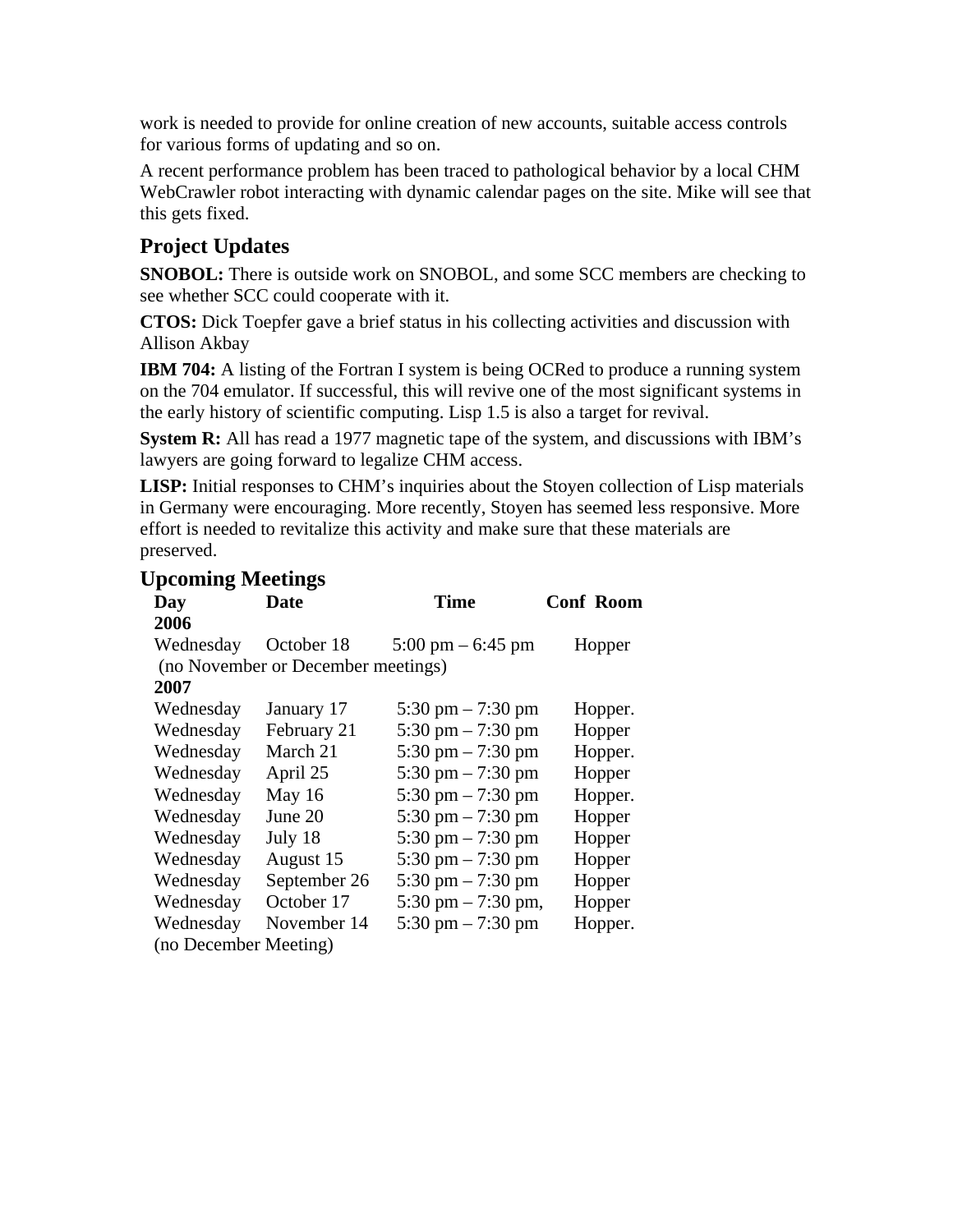work is needed to provide for online creation of new accounts, suitable access controls for various forms of updating and so on.

A recent performance problem has been traced to pathological behavior by a local CHM WebCrawler robot interacting with dynamic calendar pages on the site. Mike will see that this gets fixed.

## Project Updates

**SNOBOL:** There is outside work on SNOBOL, and some SCC members are checking to see whether SCC could cooperate with it.

**CTOS:** Dick Toepfer gave a brief status in his collecting activities and discussion with Allison Akbay

**IBM 704:** A listing of the Fortran I system is being OCRed to produce a running system on the 704 emulator. If successful, this will revive one of the most significant systems in the early history of scientific computing. Lisp 1.5 is also a target for revival.

**System R:** All has read a 1977 magnetic tape of the system, and discussions with IBM's lawyers are going forward to legalize CHM access.

**LISP:** Initial responses to CHM's inquiries about the Stoyen collection of Lisp materials in Germany were encouraging. More recently, Stoyen has seemed less responsive. More effort is needed to revitalize this activity and make sure that these materials are preserved.

## Upcoming Meetings

| Day | Date | Time | Conf Room |
|---|---|---|---|
| **2006** | | | |
| Wednesday | October 18 | 5:00 pm – 6:45 pm | Hopper |
| (no November or December meetings) | | | |
| **2007** | | | |
| Wednesday | January 17 | 5:30 pm – 7:30 pm | Hopper. |
| Wednesday | February 21 | 5:30 pm – 7:30 pm | Hopper |
| Wednesday | March 21 | 5:30 pm – 7:30 pm | Hopper. |
| Wednesday | April 25 | 5:30 pm – 7:30 pm | Hopper |
| Wednesday | May 16 | 5:30 pm – 7:30 pm | Hopper. |
| Wednesday | June 20 | 5:30 pm – 7:30 pm | Hopper |
| Wednesday | July 18 | 5:30 pm – 7:30 pm | Hopper |
| Wednesday | August 15 | 5:30 pm – 7:30 pm | Hopper |
| Wednesday | September 26 | 5:30 pm – 7:30 pm | Hopper |
| Wednesday | October 17 | 5:30 pm – 7:30 pm, | Hopper |
| Wednesday | November 14 | 5:30 pm – 7:30 pm | Hopper. |
| (no December Meeting) | | | |